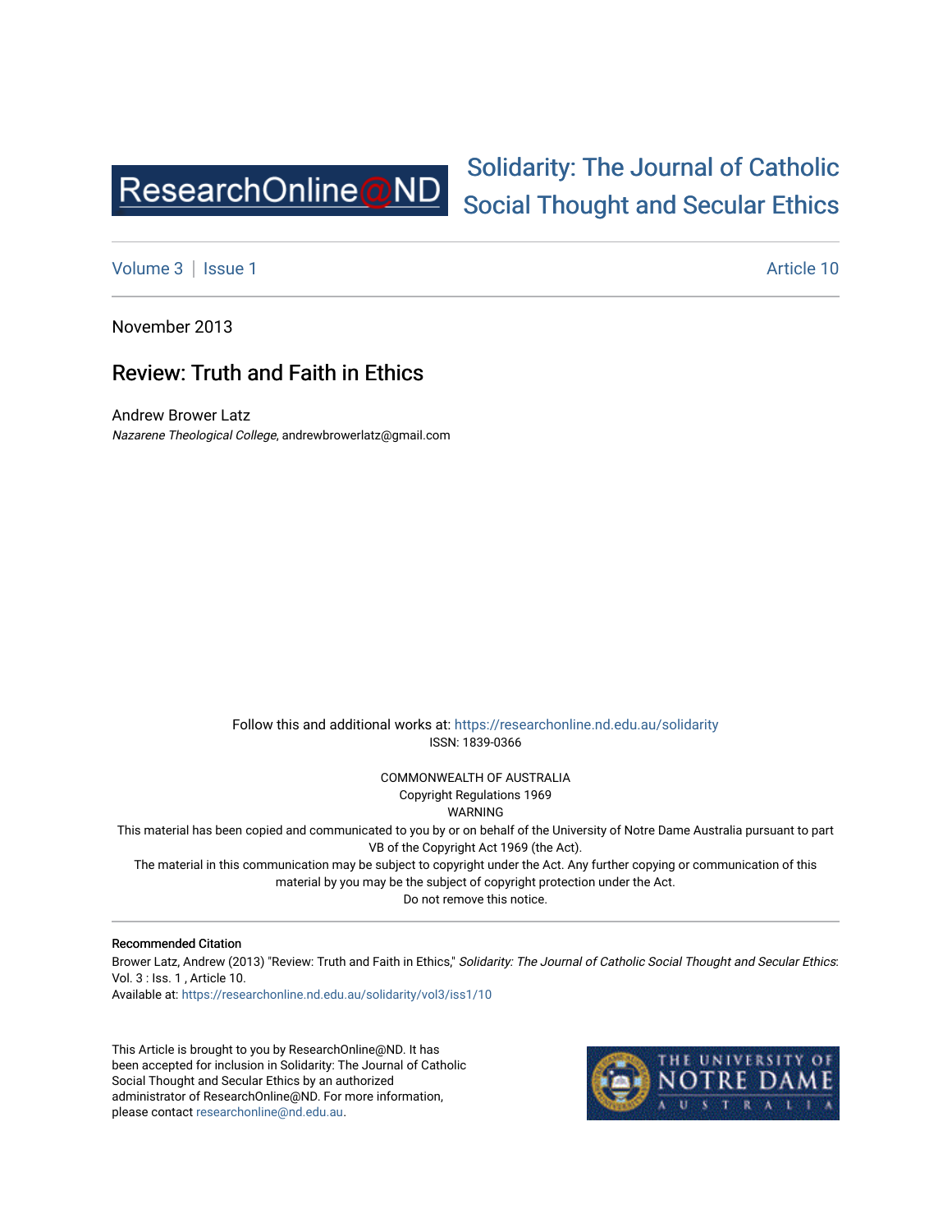Solidarity: The Journal of Catholic Social Thought and Secular Ethics

Volume 3 | Issue 1 | Article 10

November 2013

# Review: Truth and Faith in Ethics

Andrew Brower Latz
*Nazarene Theological College*, andrewbrowerlatz@gmail.com

Follow this and additional works at: https://researchonline.nd.edu.au/solidarity
ISSN: 1839-0366

COMMONWEALTH OF AUSTRALIA
Copyright Regulations 1969
WARNING
This material has been copied and communicated to you by or on behalf of the University of Notre Dame Australia pursuant to part VB of the Copyright Act 1969 (the Act).
The material in this communication may be subject to copyright under the Act. Any further copying or communication of this material by you may be the subject of copyright protection under the Act.
Do not remove this notice.

### Recommended Citation

Brower Latz, Andrew (2013) "Review: Truth and Faith in Ethics," *Solidarity: The Journal of Catholic Social Thought and Secular Ethics*: Vol. 3 : Iss. 1 , Article 10.
Available at: https://researchonline.nd.edu.au/solidarity/vol3/iss1/10

This Article is brought to you by ResearchOnline@ND. It has been accepted for inclusion in Solidarity: The Journal of Catholic Social Thought and Secular Ethics by an authorized administrator of ResearchOnline@ND. For more information, please contact researchonline@nd.edu.au.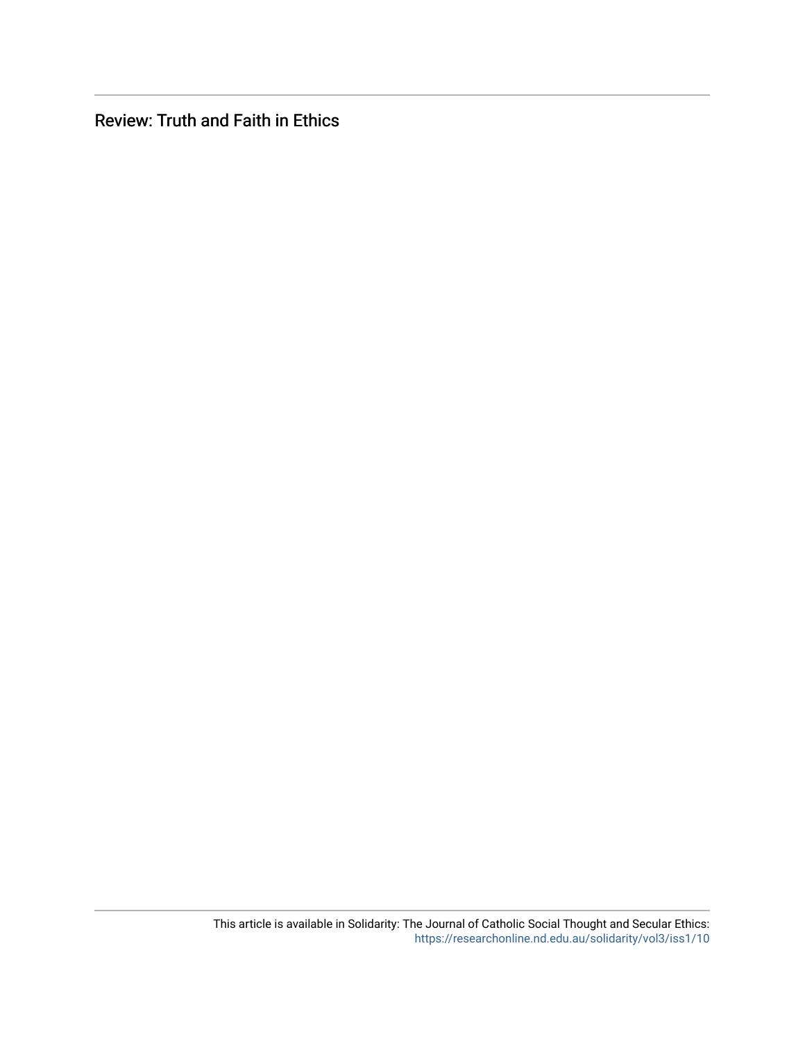Review: Truth and Faith in Ethics

This article is available in Solidarity: The Journal of Catholic Social Thought and Secular Ethics: https://researchonline.nd.edu.au/solidarity/vol3/iss1/10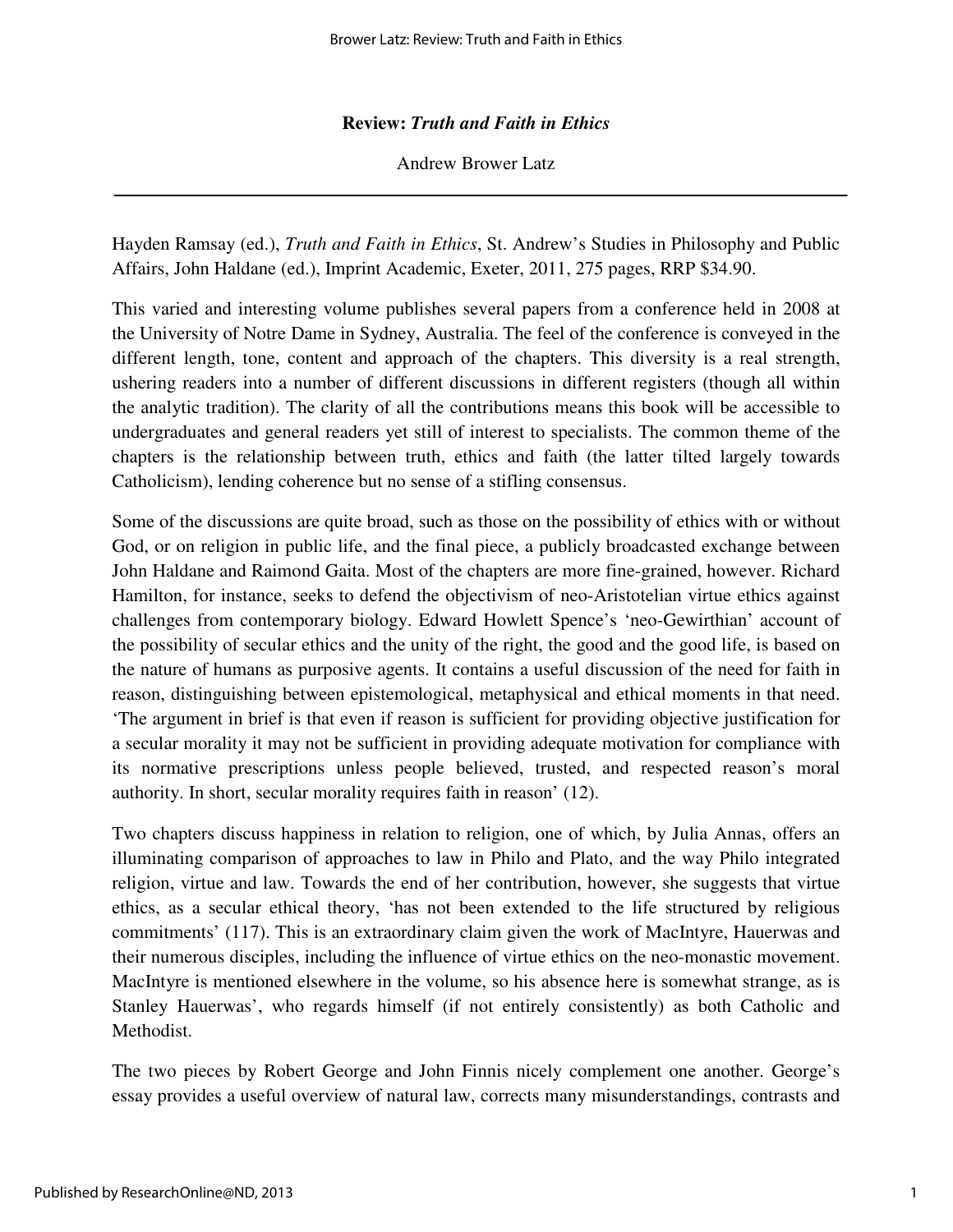**Review:** ***Truth and Faith in Ethics***

Andrew Brower Latz

Hayden Ramsay (ed.), *Truth and Faith in Ethics*, St. Andrew's Studies in Philosophy and Public Affairs, John Haldane (ed.), Imprint Academic, Exeter, 2011, 275 pages, RRP $34.90.

This varied and interesting volume publishes several papers from a conference held in 2008 at the University of Notre Dame in Sydney, Australia. The feel of the conference is conveyed in the different length, tone, content and approach of the chapters. This diversity is a real strength, ushering readers into a number of different discussions in different registers (though all within the analytic tradition). The clarity of all the contributions means this book will be accessible to undergraduates and general readers yet still of interest to specialists. The common theme of the chapters is the relationship between truth, ethics and faith (the latter tilted largely towards Catholicism), lending coherence but no sense of a stifling consensus.

Some of the discussions are quite broad, such as those on the possibility of ethics with or without God, or on religion in public life, and the final piece, a publicly broadcasted exchange between John Haldane and Raimond Gaita. Most of the chapters are more fine-grained, however. Richard Hamilton, for instance, seeks to defend the objectivism of neo-Aristotelian virtue ethics against challenges from contemporary biology. Edward Howlett Spence's 'neo-Gewirthian' account of the possibility of secular ethics and the unity of the right, the good and the good life, is based on the nature of humans as purposive agents. It contains a useful discussion of the need for faith in reason, distinguishing between epistemological, metaphysical and ethical moments in that need. 'The argument in brief is that even if reason is sufficient for providing objective justification for a secular morality it may not be sufficient in providing adequate motivation for compliance with its normative prescriptions unless people believed, trusted, and respected reason's moral authority. In short, secular morality requires faith in reason' (12).

Two chapters discuss happiness in relation to religion, one of which, by Julia Annas, offers an illuminating comparison of approaches to law in Philo and Plato, and the way Philo integrated religion, virtue and law. Towards the end of her contribution, however, she suggests that virtue ethics, as a secular ethical theory, 'has not been extended to the life structured by religious commitments' (117). This is an extraordinary claim given the work of MacIntyre, Hauerwas and their numerous disciples, including the influence of virtue ethics on the neo-monastic movement. MacIntyre is mentioned elsewhere in the volume, so his absence here is somewhat strange, as is Stanley Hauerwas', who regards himself (if not entirely consistently) as both Catholic and Methodist.

The two pieces by Robert George and John Finnis nicely complement one another. George's essay provides a useful overview of natural law, corrects many misunderstandings, contrasts and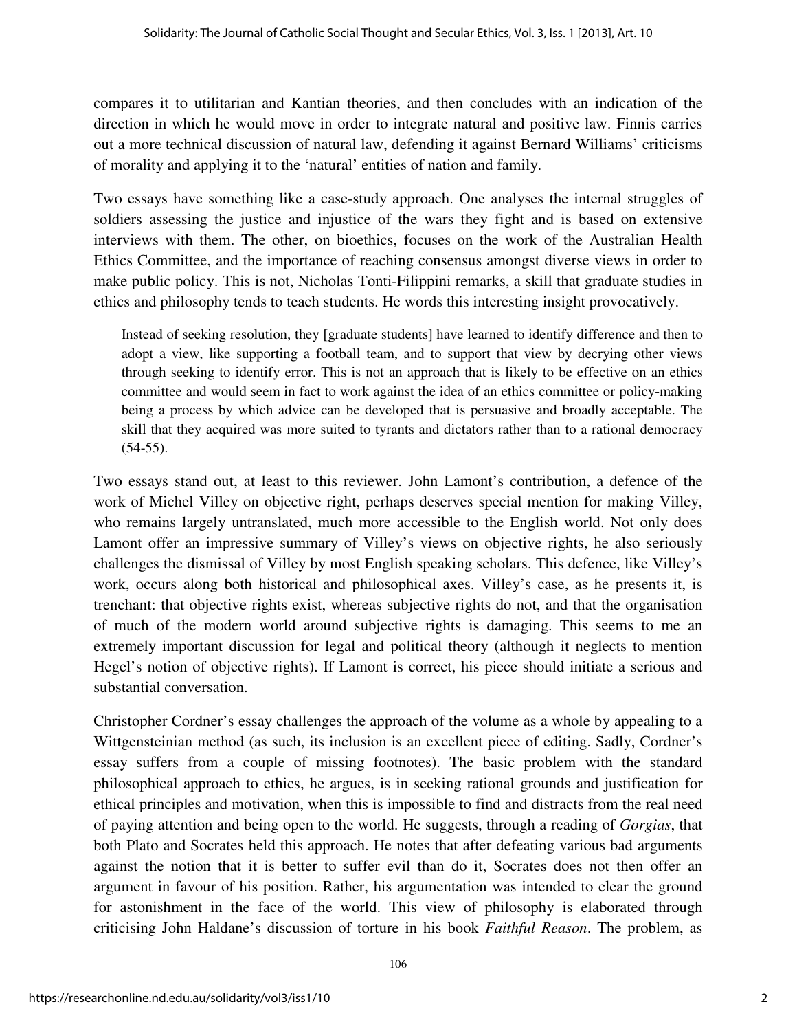compares it to utilitarian and Kantian theories, and then concludes with an indication of the direction in which he would move in order to integrate natural and positive law. Finnis carries out a more technical discussion of natural law, defending it against Bernard Williams' criticisms of morality and applying it to the 'natural' entities of nation and family.

Two essays have something like a case-study approach. One analyses the internal struggles of soldiers assessing the justice and injustice of the wars they fight and is based on extensive interviews with them. The other, on bioethics, focuses on the work of the Australian Health Ethics Committee, and the importance of reaching consensus amongst diverse views in order to make public policy. This is not, Nicholas Tonti-Filippini remarks, a skill that graduate studies in ethics and philosophy tends to teach students. He words this interesting insight provocatively.

> Instead of seeking resolution, they [graduate students] have learned to identify difference and then to adopt a view, like supporting a football team, and to support that view by decrying other views through seeking to identify error. This is not an approach that is likely to be effective on an ethics committee and would seem in fact to work against the idea of an ethics committee or policy-making being a process by which advice can be developed that is persuasive and broadly acceptable. The skill that they acquired was more suited to tyrants and dictators rather than to a rational democracy (54-55).

Two essays stand out, at least to this reviewer. John Lamont's contribution, a defence of the work of Michel Villey on objective right, perhaps deserves special mention for making Villey, who remains largely untranslated, much more accessible to the English world. Not only does Lamont offer an impressive summary of Villey's views on objective rights, he also seriously challenges the dismissal of Villey by most English speaking scholars. This defence, like Villey's work, occurs along both historical and philosophical axes. Villey's case, as he presents it, is trenchant: that objective rights exist, whereas subjective rights do not, and that the organisation of much of the modern world around subjective rights is damaging. This seems to me an extremely important discussion for legal and political theory (although it neglects to mention Hegel's notion of objective rights). If Lamont is correct, his piece should initiate a serious and substantial conversation.

Christopher Cordner's essay challenges the approach of the volume as a whole by appealing to a Wittgensteinian method (as such, its inclusion is an excellent piece of editing. Sadly, Cordner's essay suffers from a couple of missing footnotes). The basic problem with the standard philosophical approach to ethics, he argues, is in seeking rational grounds and justification for ethical principles and motivation, when this is impossible to find and distracts from the real need of paying attention and being open to the world. He suggests, through a reading of *Gorgias*, that both Plato and Socrates held this approach. He notes that after defeating various bad arguments against the notion that it is better to suffer evil than do it, Socrates does not then offer an argument in favour of his position. Rather, his argumentation was intended to clear the ground for astonishment in the face of the world. This view of philosophy is elaborated through criticising John Haldane's discussion of torture in his book *Faithful Reason*. The problem, as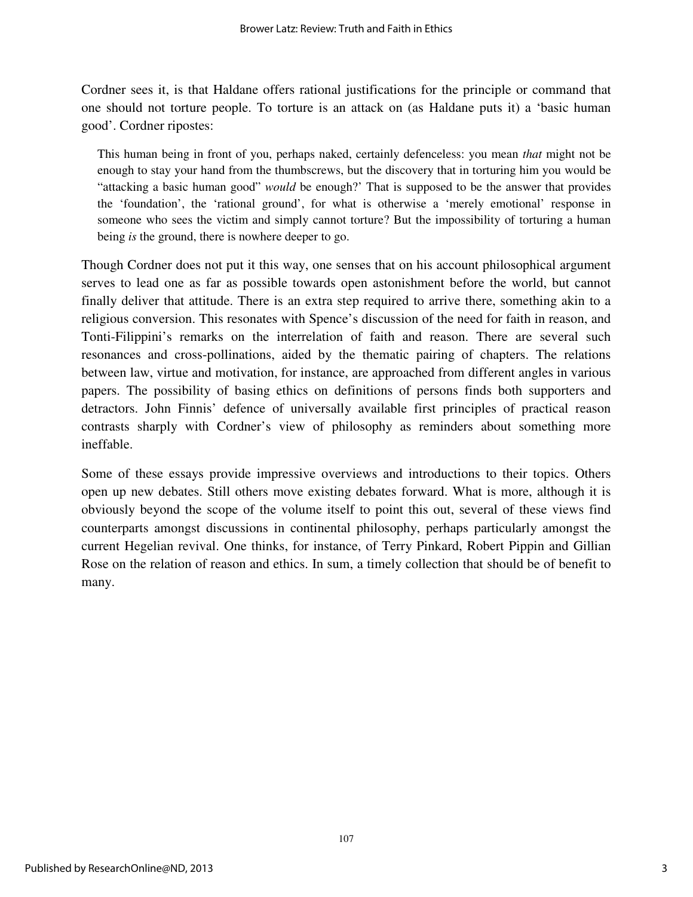Cordner sees it, is that Haldane offers rational justifications for the principle or command that one should not torture people. To torture is an attack on (as Haldane puts it) a 'basic human good'. Cordner ripostes:

> This human being in front of you, perhaps naked, certainly defenceless: you mean *that* might not be enough to stay your hand from the thumbscrews, but the discovery that in torturing him you would be "attacking a basic human good" *would* be enough?' That is supposed to be the answer that provides the 'foundation', the 'rational ground', for what is otherwise a 'merely emotional' response in someone who sees the victim and simply cannot torture? But the impossibility of torturing a human being *is* the ground, there is nowhere deeper to go.

Though Cordner does not put it this way, one senses that on his account philosophical argument serves to lead one as far as possible towards open astonishment before the world, but cannot finally deliver that attitude. There is an extra step required to arrive there, something akin to a religious conversion. This resonates with Spence's discussion of the need for faith in reason, and Tonti-Filippini's remarks on the interrelation of faith and reason. There are several such resonances and cross-pollinations, aided by the thematic pairing of chapters. The relations between law, virtue and motivation, for instance, are approached from different angles in various papers. The possibility of basing ethics on definitions of persons finds both supporters and detractors. John Finnis' defence of universally available first principles of practical reason contrasts sharply with Cordner's view of philosophy as reminders about something more ineffable.

Some of these essays provide impressive overviews and introductions to their topics. Others open up new debates. Still others move existing debates forward. What is more, although it is obviously beyond the scope of the volume itself to point this out, several of these views find counterparts amongst discussions in continental philosophy, perhaps particularly amongst the current Hegelian revival. One thinks, for instance, of Terry Pinkard, Robert Pippin and Gillian Rose on the relation of reason and ethics. In sum, a timely collection that should be of benefit to many.